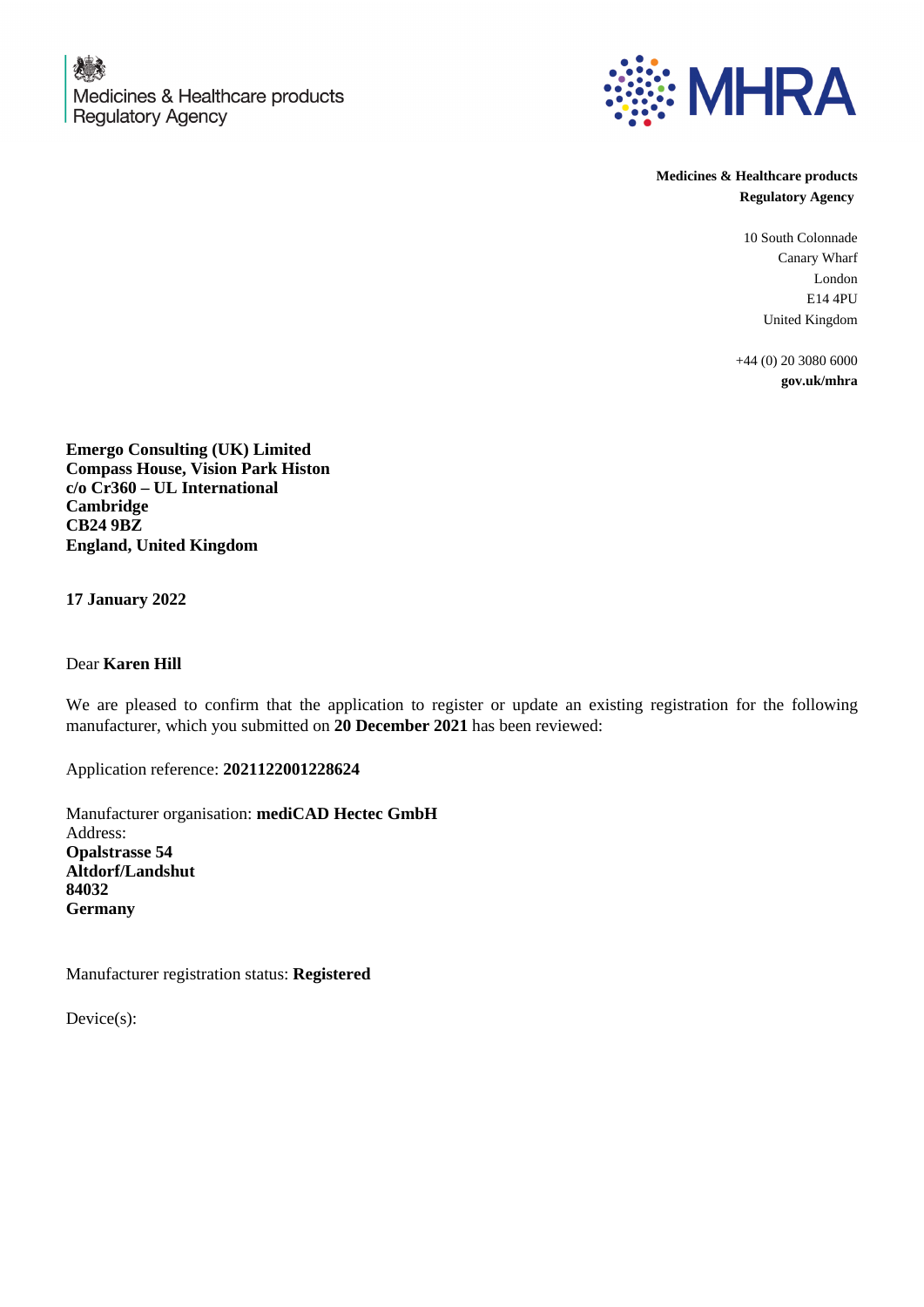Medicines & Healthcare products Regulatory Agency

MHRA

**Medicines & Healthcare products Regulatory Agency**

10 South Colonnade
Canary Wharf
London
E14 4PU
United Kingdom

+44 (0) 20 3080 6000
**gov.uk/mhra**

**Emergo Consulting (UK) Limited**
**Compass House, Vision Park Histon**
**c/o Cr360 – UL International**
**Cambridge**
**CB24 9BZ**
**England, United Kingdom**

**17 January 2022**

Dear **Karen Hill**

We are pleased to confirm that the application to register or update an existing registration for the following manufacturer, which you submitted on **20 December 2021** has been reviewed:

Application reference: **2021122001228624**

Manufacturer organisation: **mediCAD Hectec GmbH**
Address:
**Opalstrasse 54**
**Altdorf/Landshut**
**84032**
**Germany**

Manufacturer registration status: **Registered**

Device(s):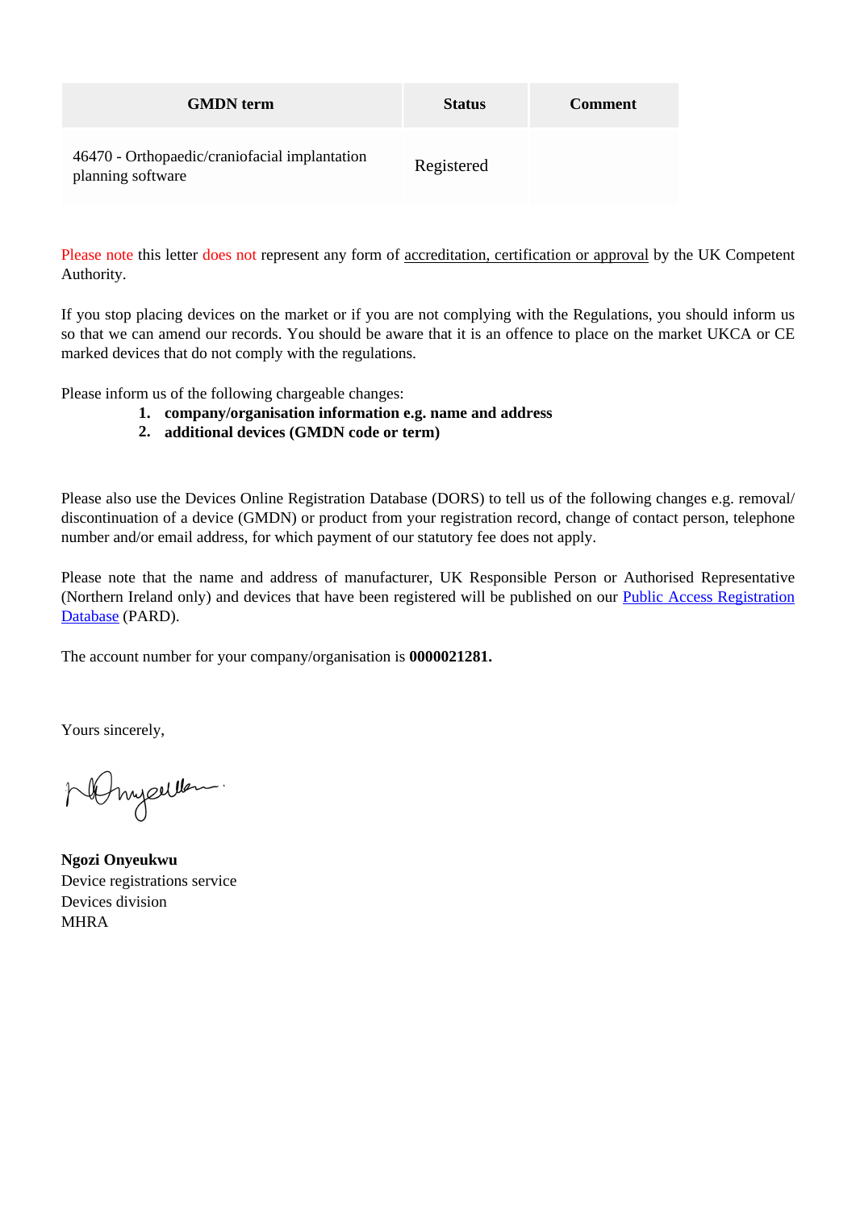| GMDN term | Status | Comment |
| --- | --- | --- |
| 46470 - Orthopaedic/craniofacial implantation planning software | Registered | |

Please note this letter does not represent any form of accreditation, certification or approval by the UK Competent Authority.

If you stop placing devices on the market or if you are not complying with the Regulations, you should inform us so that we can amend our records. You should be aware that it is an offence to place on the market UKCA or CE marked devices that do not comply with the regulations.

Please inform us of the following chargeable changes:

1. **company/organisation information e.g. name and address**
2. **additional devices (GMDN code or term)**

Please also use the Devices Online Registration Database (DORS) to tell us of the following changes e.g. removal/ discontinuation of a device (GMDN) or product from your registration record, change of contact person, telephone number and/or email address, for which payment of our statutory fee does not apply.

Please note that the name and address of manufacturer, UK Responsible Person or Authorised Representative (Northern Ireland only) and devices that have been registered will be published on our Public Access Registration Database (PARD).

The account number for your company/organisation is **0000021281.**

Yours sincerely,

**Ngozi Onyeukwu**
Device registrations service
Devices division
MHRA